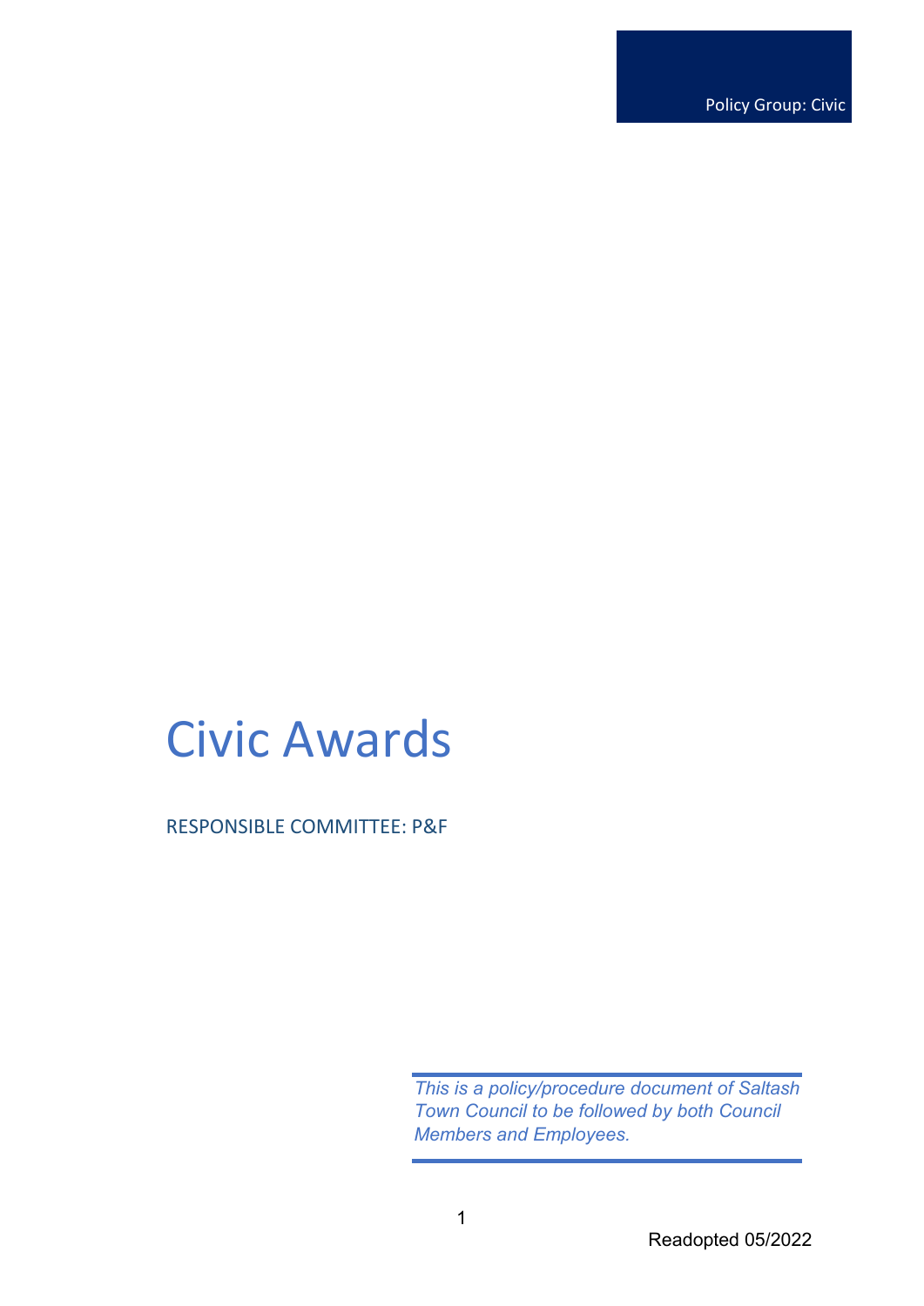Policy Group: Civic

# Civic Awards

RESPONSIBLE COMMITTEE: P&F

*This is a policy/procedure document of Saltash Town Council to be followed by both Council Members and Employees.*

Readopted 05/2022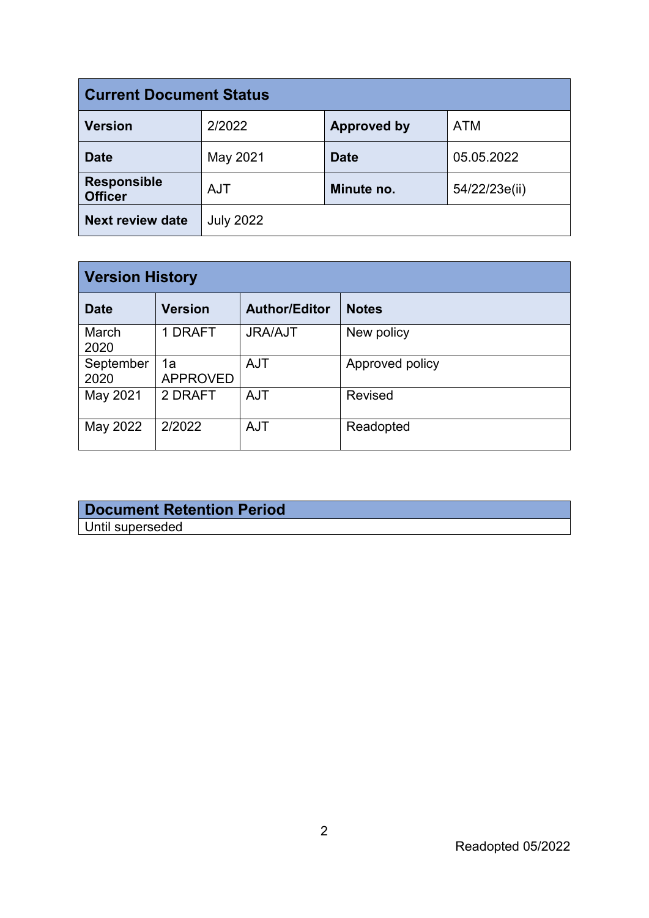| Current Document Status | | | |
|---|---|---|---|
| **Version** | 2/2022 | **Approved by** | ATM |
| **Date** | May 2021 | **Date** | 05.05.2022 |
| **Responsible Officer** | AJT | **Minute no.** | 54/22/23e(ii) |
| **Next review date** | July 2022 | | |

| Version History | | | |
|---|---|---|---|
| **Date** | **Version** | **Author/Editor** | **Notes** |
| March 2020 | 1 DRAFT | JRA/AJT | New policy |
| September 2020 | 1a APPROVED | AJT | Approved policy |
| May 2021 | 2 DRAFT | AJT | Revised |
| May 2022 | 2/2022 | AJT | Readopted |

| Document Retention Period |
|---|
| Until superseded |

Readopted 05/2022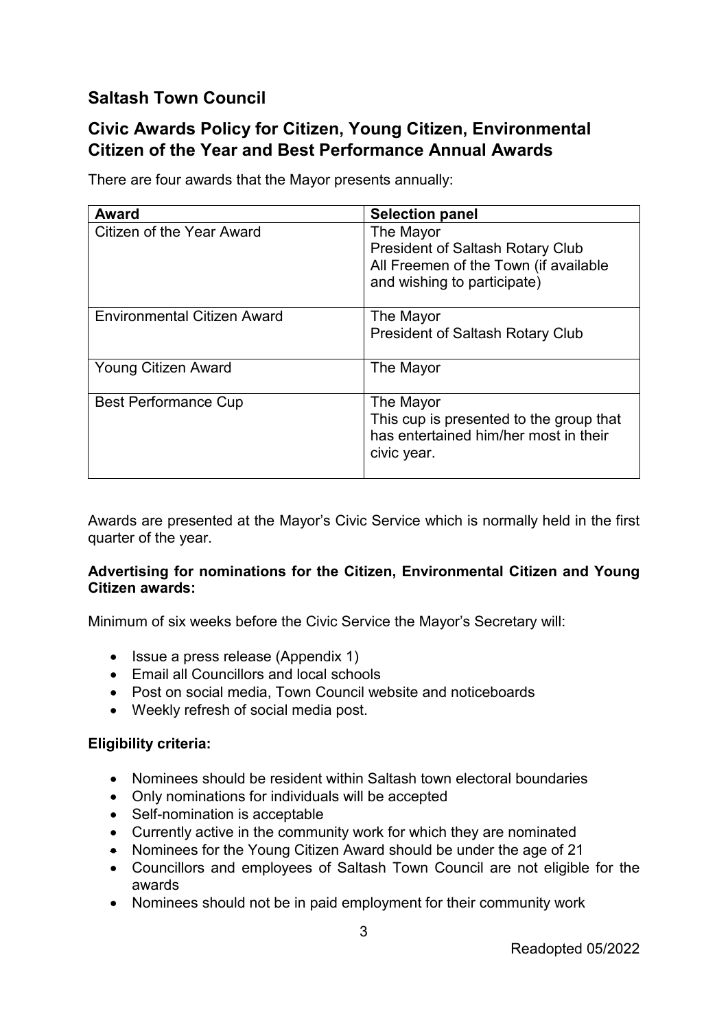## Saltash Town Council

## Civic Awards Policy for Citizen, Young Citizen, Environmental Citizen of the Year and Best Performance Annual Awards

There are four awards that the Mayor presents annually:

| Award | Selection panel |
|---|---|
| Citizen of the Year Award | The Mayor<br>President of Saltash Rotary Club<br>All Freemen of the Town (if available and wishing to participate) |
| Environmental Citizen Award | The Mayor<br>President of Saltash Rotary Club |
| Young Citizen Award | The Mayor |
| Best Performance Cup | The Mayor<br>This cup is presented to the group that has entertained him/her most in their civic year. |

Awards are presented at the Mayor's Civic Service which is normally held in the first quarter of the year.

**Advertising for nominations for the Citizen, Environmental Citizen and Young Citizen awards:**

Minimum of six weeks before the Civic Service the Mayor's Secretary will:

- Issue a press release (Appendix 1)
- Email all Councillors and local schools
- Post on social media, Town Council website and noticeboards
- Weekly refresh of social media post.

**Eligibility criteria:**

- Nominees should be resident within Saltash town electoral boundaries
- Only nominations for individuals will be accepted
- Self-nomination is acceptable
- Currently active in the community work for which they are nominated
- Nominees for the Young Citizen Award should be under the age of 21
- Councillors and employees of Saltash Town Council are not eligible for the awards
- Nominees should not be in paid employment for their community work

Readopted 05/2022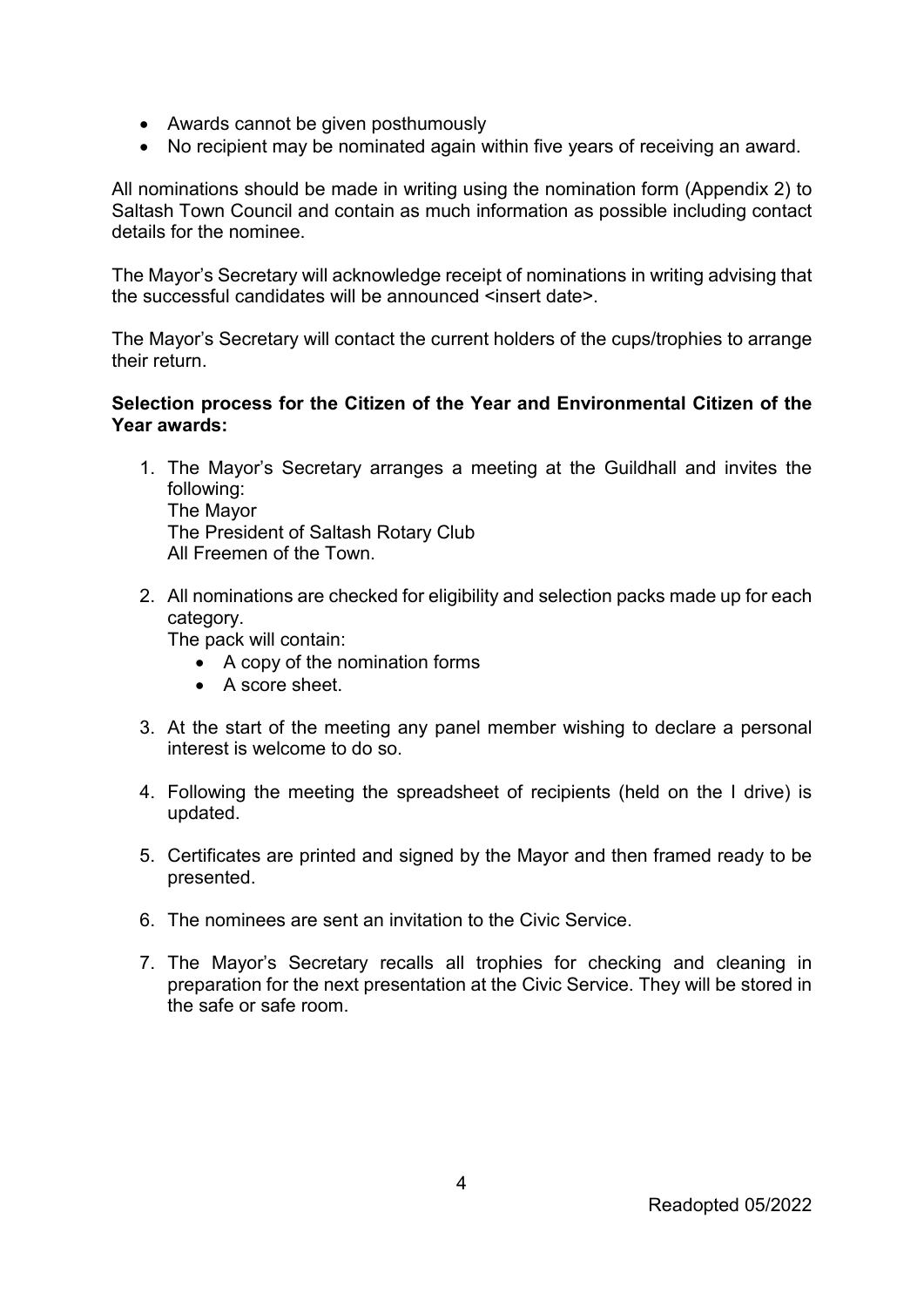- Awards cannot be given posthumously
- No recipient may be nominated again within five years of receiving an award.

All nominations should be made in writing using the nomination form (Appendix 2) to Saltash Town Council and contain as much information as possible including contact details for the nominee.

The Mayor's Secretary will acknowledge receipt of nominations in writing advising that the successful candidates will be announced <insert date>.

The Mayor's Secretary will contact the current holders of the cups/trophies to arrange their return.

**Selection process for the Citizen of the Year and Environmental Citizen of the Year awards:**

1. The Mayor's Secretary arranges a meeting at the Guildhall and invites the following:
   The Mayor
   The President of Saltash Rotary Club
   All Freemen of the Town.

2. All nominations are checked for eligibility and selection packs made up for each category.
   The pack will contain:
   - A copy of the nomination forms
   - A score sheet.

3. At the start of the meeting any panel member wishing to declare a personal interest is welcome to do so.

4. Following the meeting the spreadsheet of recipients (held on the I drive) is updated.

5. Certificates are printed and signed by the Mayor and then framed ready to be presented.

6. The nominees are sent an invitation to the Civic Service.

7. The Mayor's Secretary recalls all trophies for checking and cleaning in preparation for the next presentation at the Civic Service. They will be stored in the safe or safe room.

Readopted 05/2022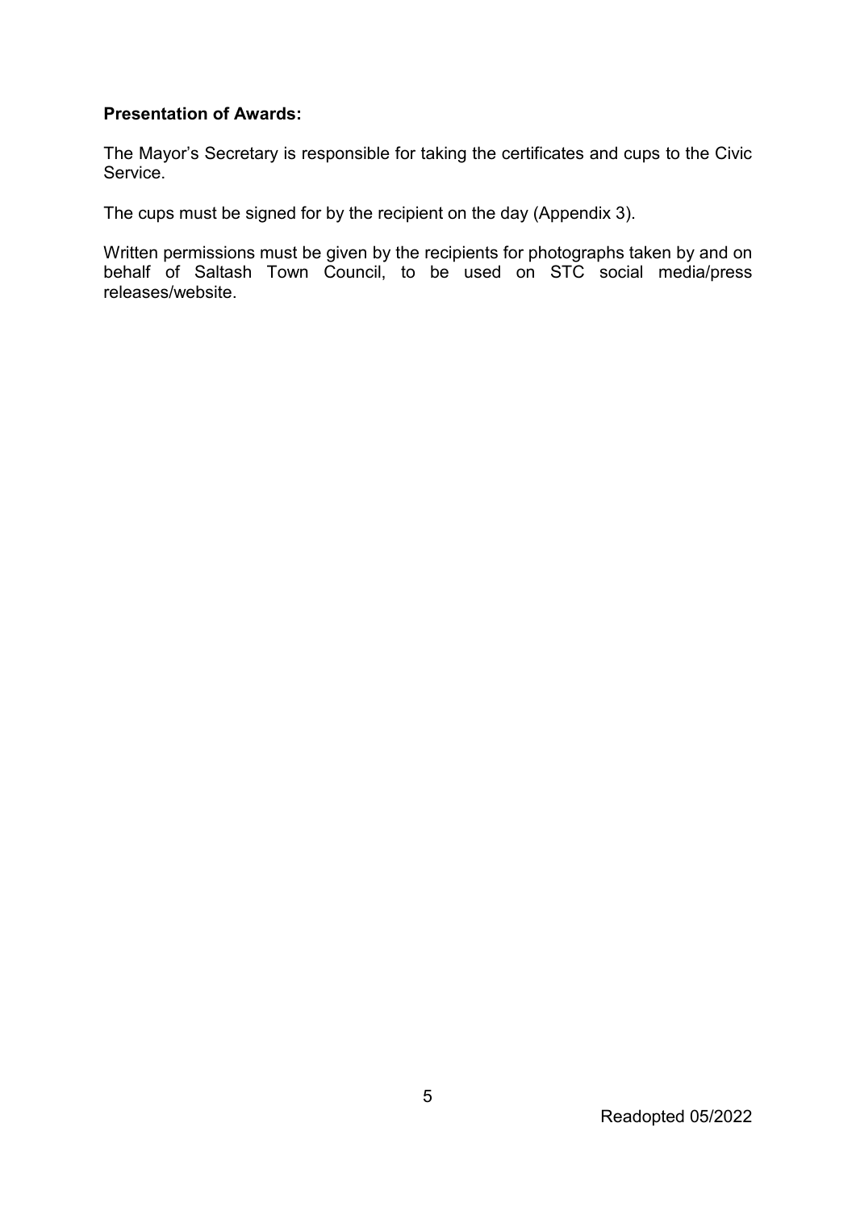**Presentation of Awards:**

The Mayor's Secretary is responsible for taking the certificates and cups to the Civic Service.

The cups must be signed for by the recipient on the day (Appendix 3).

Written permissions must be given by the recipients for photographs taken by and on behalf of Saltash Town Council, to be used on STC social media/press releases/website.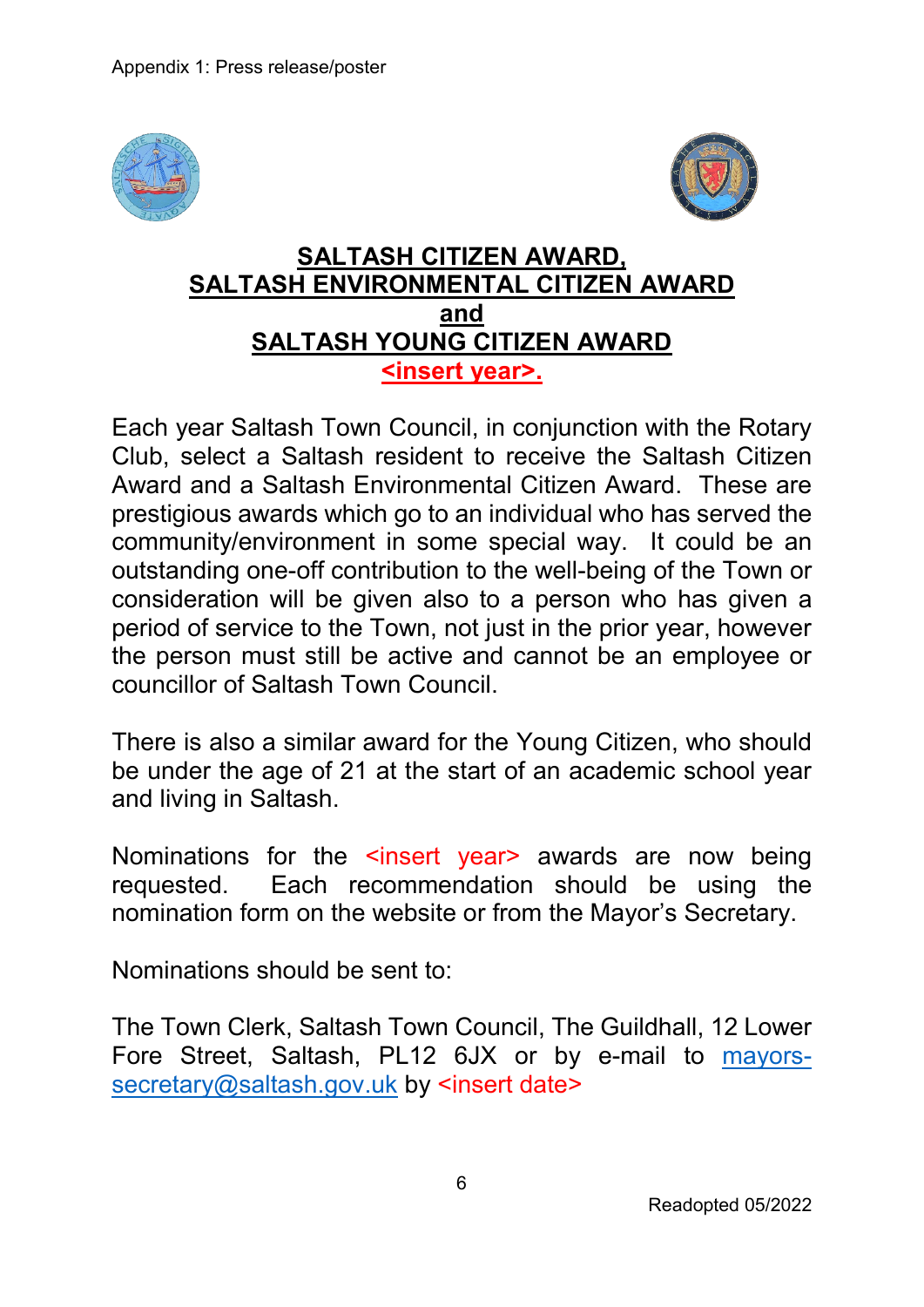Appendix 1: Press release/poster

**SALTASH CITIZEN AWARD,**
**SALTASH ENVIRONMENTAL CITIZEN AWARD**
**and**
**SALTASH YOUNG CITIZEN AWARD**
**<insert year>.**

Each year Saltash Town Council, in conjunction with the Rotary Club, select a Saltash resident to receive the Saltash Citizen Award and a Saltash Environmental Citizen Award. These are prestigious awards which go to an individual who has served the community/environment in some special way. It could be an outstanding one-off contribution to the well-being of the Town or consideration will be given also to a person who has given a period of service to the Town, not just in the prior year, however the person must still be active and cannot be an employee or councillor of Saltash Town Council.

There is also a similar award for the Young Citizen, who should be under the age of 21 at the start of an academic school year and living in Saltash.

Nominations for the <insert year> awards are now being requested. Each recommendation should be using the nomination form on the website or from the Mayor's Secretary.

Nominations should be sent to:

The Town Clerk, Saltash Town Council, The Guildhall, 12 Lower Fore Street, Saltash, PL12 6JX or by e-mail to mayors-secretary@saltash.gov.uk by <insert date>

Readopted 05/2022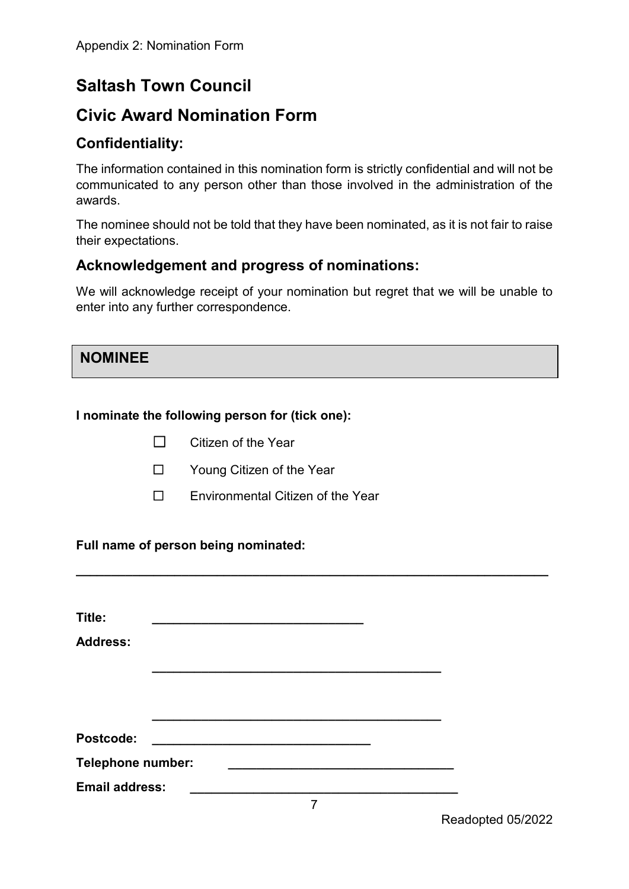Appendix 2: Nomination Form

# Saltash Town Council

# Civic Award Nomination Form

## Confidentiality:

The information contained in this nomination form is strictly confidential and will not be communicated to any person other than those involved in the administration of the awards.

The nominee should not be told that they have been nominated, as it is not fair to raise their expectations.

## Acknowledgement and progress of nominations:

We will acknowledge receipt of your nomination but regret that we will be unable to enter into any further correspondence.

## NOMINEE

**I nominate the following person for (tick one):**

- ☐ Citizen of the Year
- ☐ Young Citizen of the Year
- ☐ Environmental Citizen of the Year

**Full name of person being nominated:**

______________________________________________________________

**Title:** ______________________________

**Address:**

________________________________________

________________________________________

**Postcode:** ______________________________

**Telephone number:** ______________________________

**Email address:** ______________________________________

Readopted 05/2022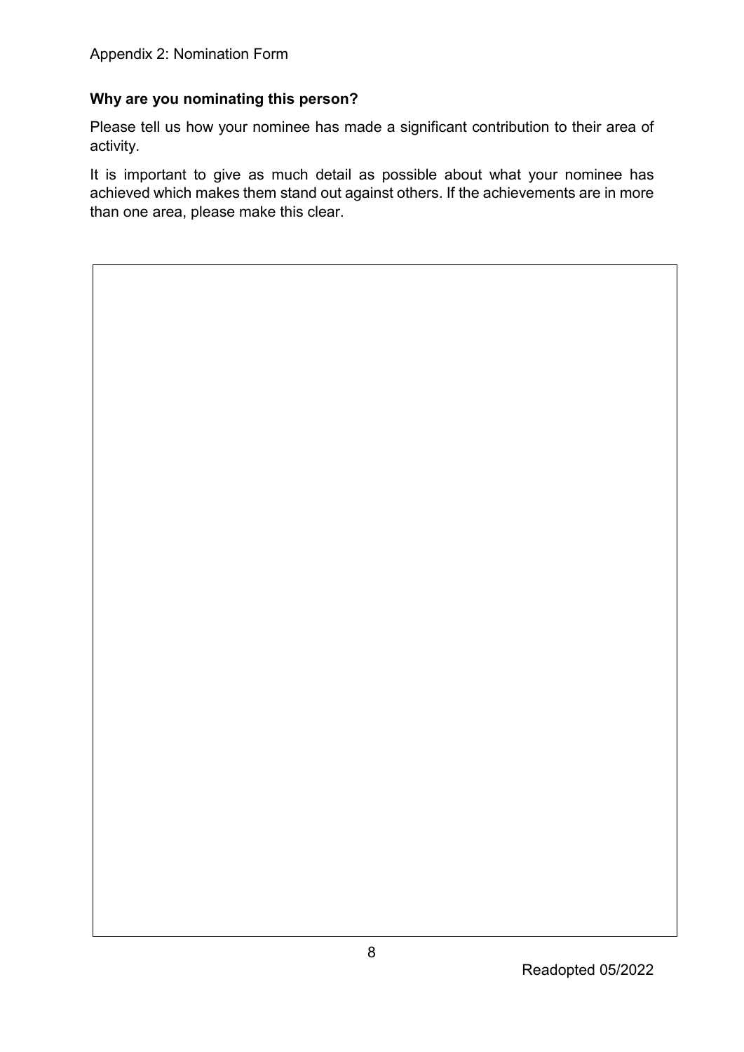Appendix 2: Nomination Form

**Why are you nominating this person?**

Please tell us how your nominee has made a significant contribution to their area of activity.

It is important to give as much detail as possible about what your nominee has achieved which makes them stand out against others. If the achievements are in more than one area, please make this clear.

Readopted 05/2022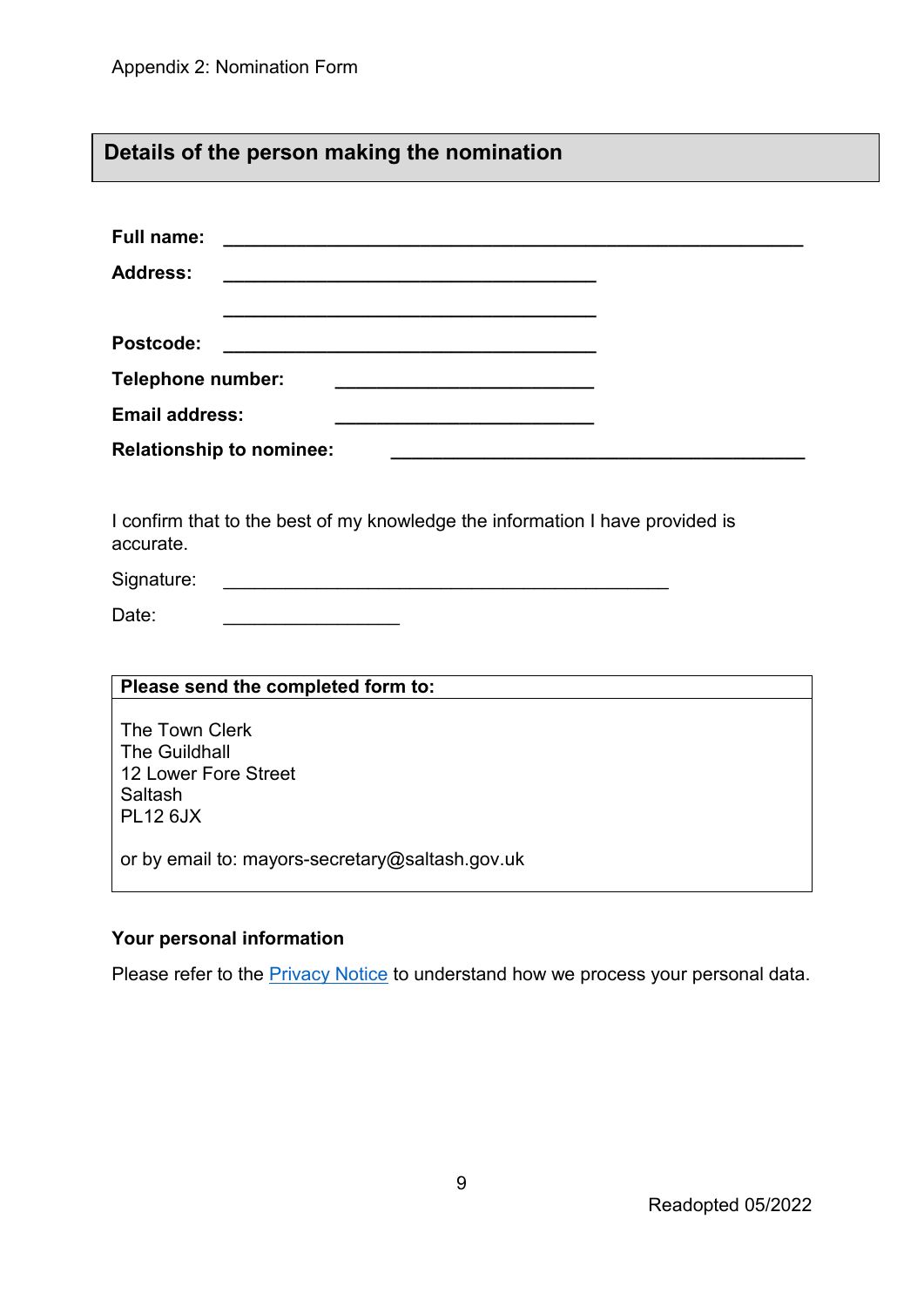Appendix 2: Nomination Form

## Details of the person making the nomination

**Full name:** ____________________________________________________

**Address:** ____________________________________

____________________________________

**Postcode:** ____________________________________

**Telephone number:** _________________________

**Email address:** _________________________

**Relationship to nominee:** ________________________________________

I confirm that to the best of my knowledge the information I have provided is accurate.

Signature: ____________________________________________

Date: _________________

**Please send the completed form to:**

The Town Clerk
The Guildhall
12 Lower Fore Street
Saltash
PL12 6JX

or by email to: mayors-secretary@saltash.gov.uk

**Your personal information**

Please refer to the [Privacy Notice] to understand how we process your personal data.

Readopted 05/2022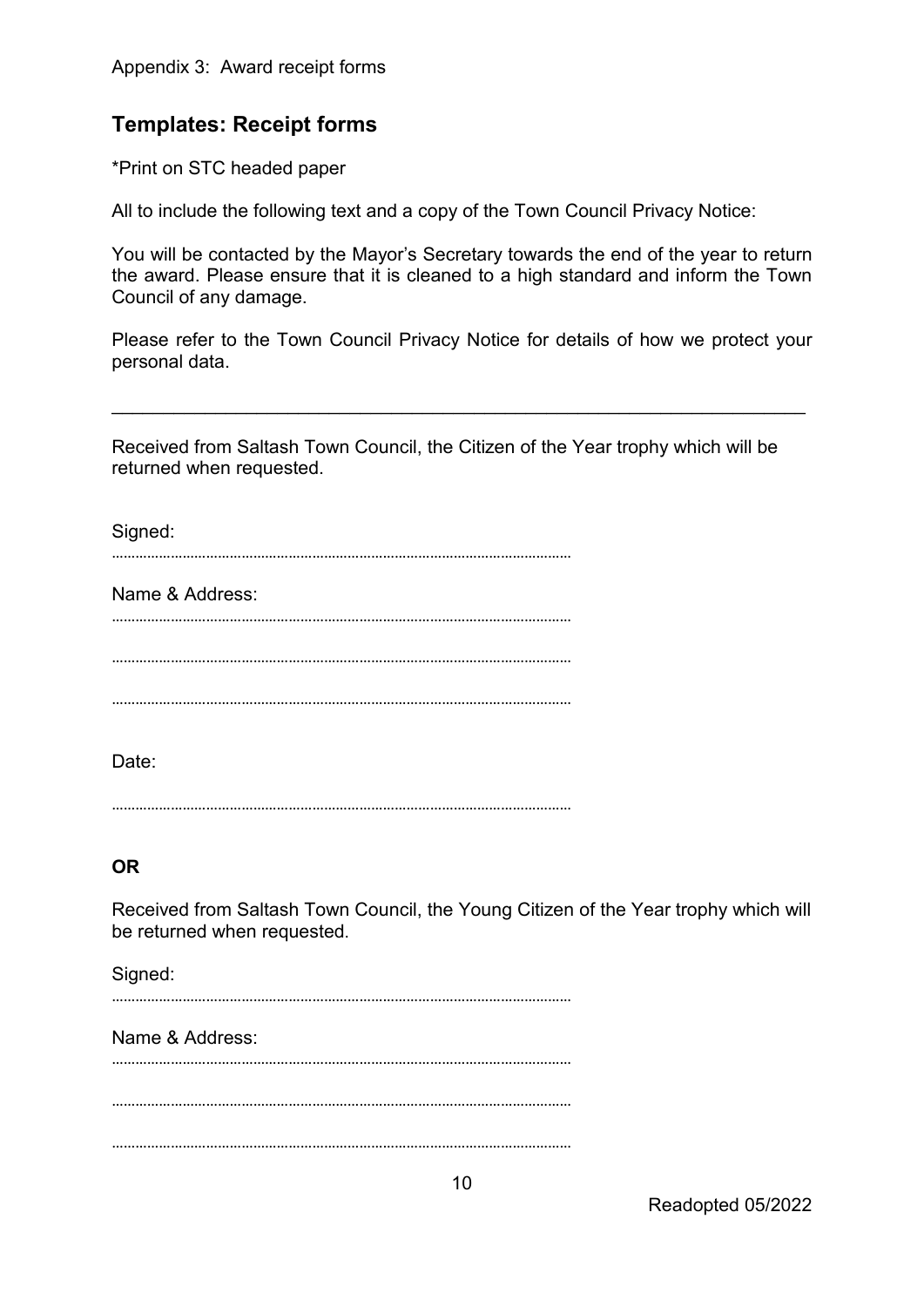Appendix 3: Award receipt forms

## Templates: Receipt forms

*Print on STC headed paper

All to include the following text and a copy of the Town Council Privacy Notice:

You will be contacted by the Mayor's Secretary towards the end of the year to return the award. Please ensure that it is cleaned to a high standard and inform the Town Council of any damage.

Please refer to the Town Council Privacy Notice for details of how we protect your personal data.

---

Received from Saltash Town Council, the Citizen of the Year trophy which will be returned when requested.

Signed:

…………………………………………………………………………………

Name & Address:

…………………………………………………………………………………

…………………………………………………………………………………

…………………………………………………………………………………

Date:

…………………………………………………………………………………

**OR**

Received from Saltash Town Council, the Young Citizen of the Year trophy which will be returned when requested.

Signed:

…………………………………………………………………………………

Name & Address:

…………………………………………………………………………………

…………………………………………………………………………………

…………………………………………………………………………………

Readopted 05/2022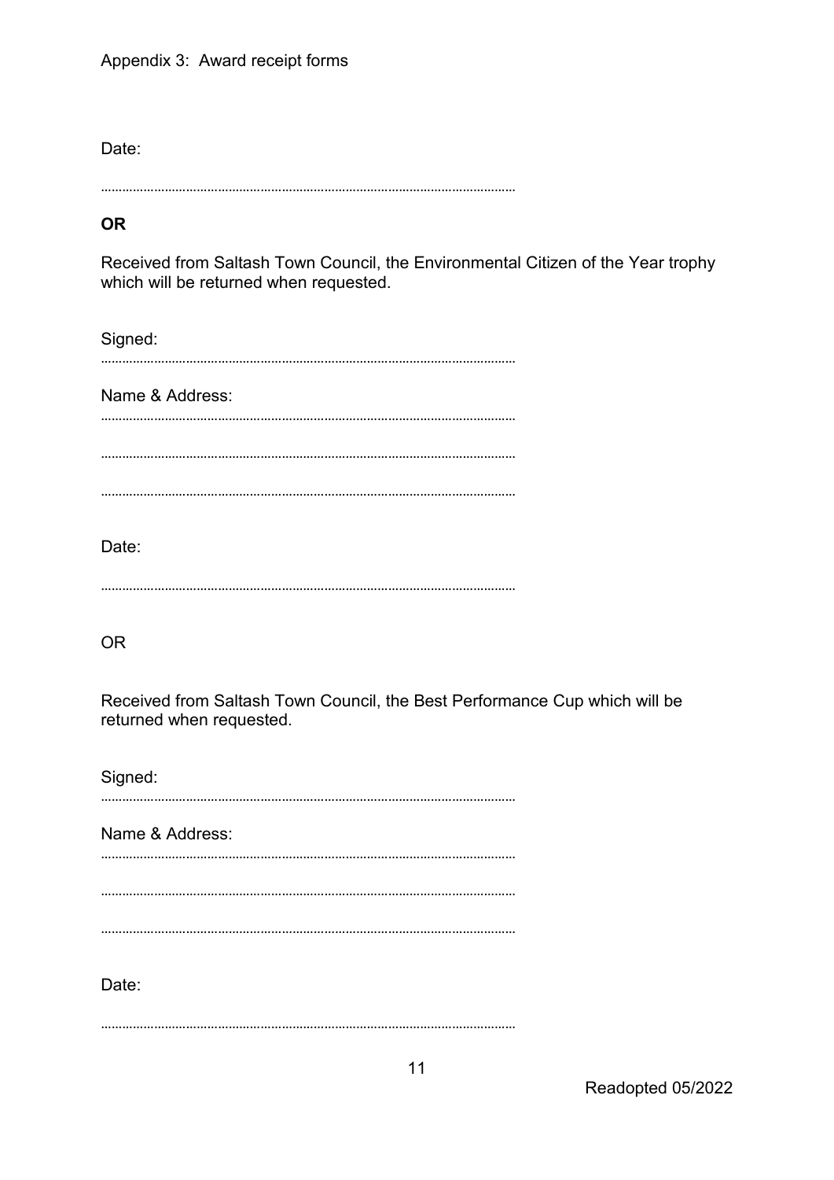Appendix 3: Award receipt forms

Date:

....................................................................................................................

**OR**

Received from Saltash Town Council, the Environmental Citizen of the Year trophy which will be returned when requested.

Signed:

....................................................................................................................

Name & Address:

....................................................................................................................

....................................................................................................................

....................................................................................................................

Date:

....................................................................................................................

OR

Received from Saltash Town Council, the Best Performance Cup which will be returned when requested.

Signed:

....................................................................................................................

Name & Address:

....................................................................................................................

....................................................................................................................

....................................................................................................................

Date:

....................................................................................................................

Readopted 05/2022